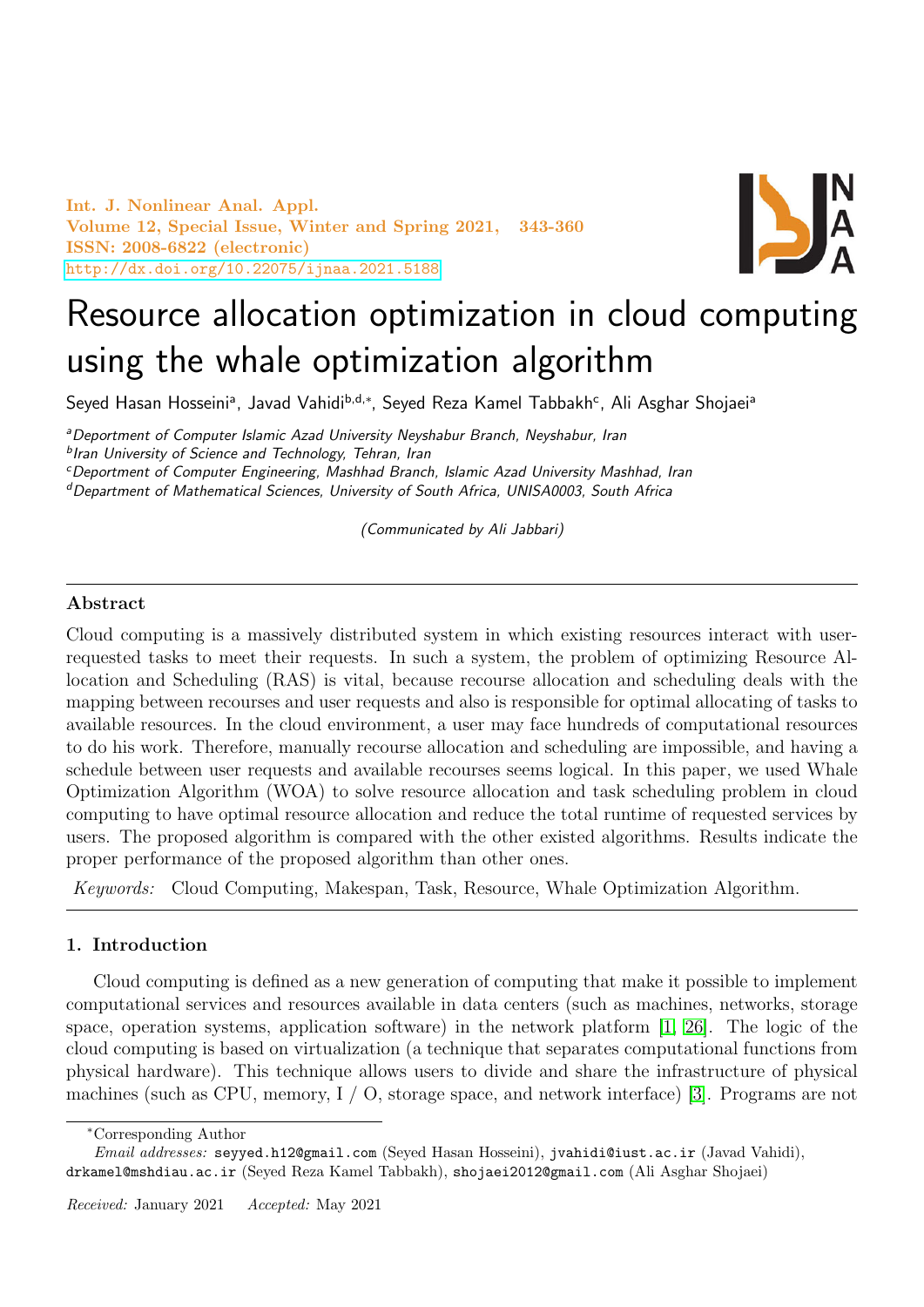Int. J. Nonlinear Anal. Appl.
Volume 12, Special Issue, Winter and Spring 2021, 343-360
ISSN: 2008-6822 (electronic)
http://dx.doi.org/10.22075/ijnaa.2021.5188

# Resource allocation optimization in cloud computing using the whale optimization algorithm

Seyed Hasan Hosseini[a], Javad Vahidi[b,d,*], Seyed Reza Kamel Tabbakh[c], Ali Asghar Shojaei[a]

[a]*Deportment of Computer Islamic Azad University Neyshabur Branch, Neyshabur, Iran*
[b]*Iran University of Science and Technology, Tehran, Iran*
[c]*Deportment of Computer Engineering, Mashhad Branch, Islamic Azad University Mashhad, Iran*
[d]*Department of Mathematical Sciences, University of South Africa, UNISA0003, South Africa*

*(Communicated by Ali Jabbari)*

## Abstract

Cloud computing is a massively distributed system in which existing resources interact with user-requested tasks to meet their requests. In such a system, the problem of optimizing Resource Allocation and Scheduling (RAS) is vital, because recourse allocation and scheduling deals with the mapping between recourses and user requests and also is responsible for optimal allocating of tasks to available resources. In the cloud environment, a user may face hundreds of computational resources to do his work. Therefore, manually recourse allocation and scheduling are impossible, and having a schedule between user requests and available recourses seems logical. In this paper, we used Whale Optimization Algorithm (WOA) to solve resource allocation and task scheduling problem in cloud computing to have optimal resource allocation and reduce the total runtime of requested services by users. The proposed algorithm is compared with the other existed algorithms. Results indicate the proper performance of the proposed algorithm than other ones.

*Keywords:* Cloud Computing, Makespan, Task, Resource, Whale Optimization Algorithm.

## 1. Introduction

Cloud computing is defined as a new generation of computing that make it possible to implement computational services and resources available in data centers (such as machines, networks, storage space, operation systems, application software) in the network platform [1, 26]. The logic of the cloud computing is based on virtualization (a technique that separates computational functions from physical hardware). This technique allows users to divide and share the infrastructure of physical machines (such as CPU, memory, I / O, storage space, and network interface) [3]. Programs are not

---

*Corresponding Author

*Email addresses:* seyyed.h12@gmail.com (Seyed Hasan Hosseini), jvahidi@iust.ac.ir (Javad Vahidi), drkamel@mshdiau.ac.ir (Seyed Reza Kamel Tabbakh), shojaei2012@gmail.com (Ali Asghar Shojaei)

*Received:* January 2021 *Accepted:* May 2021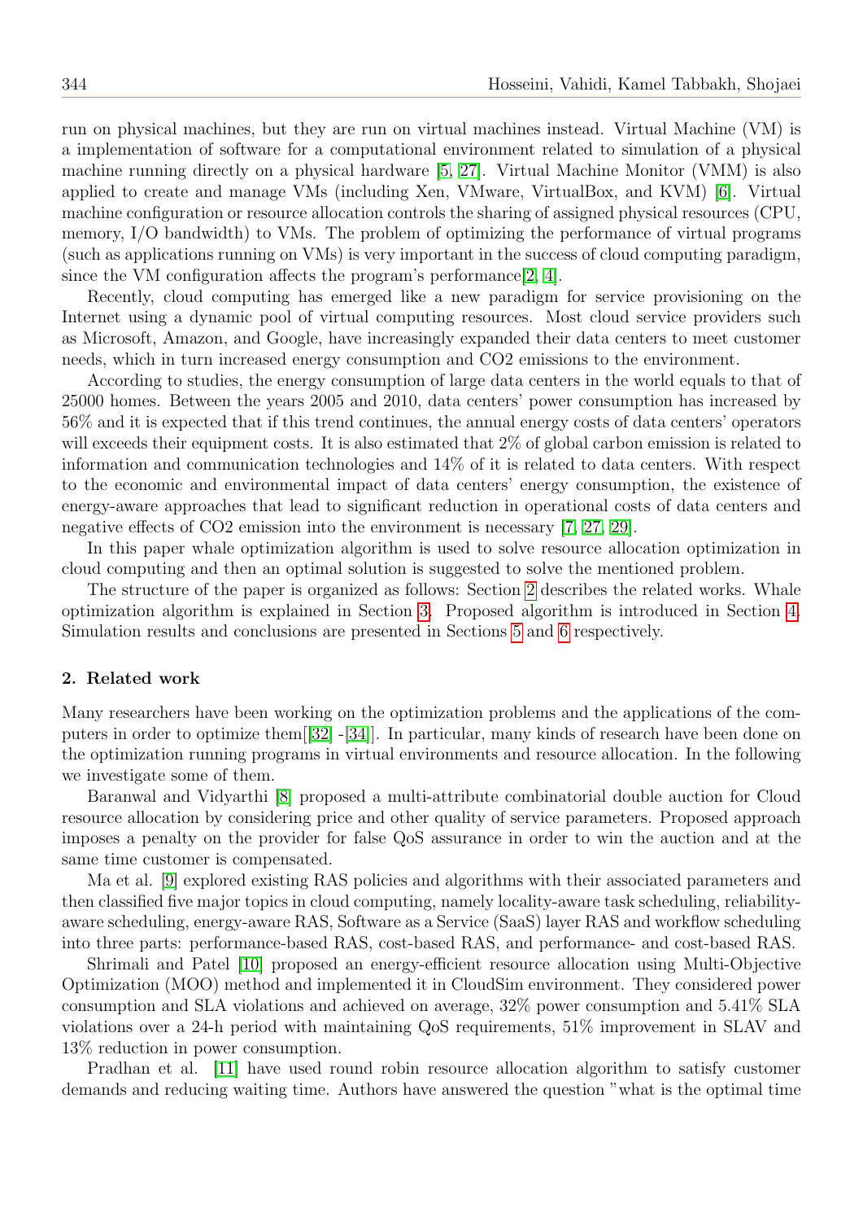run on physical machines, but they are run on virtual machines instead. Virtual Machine (VM) is a implementation of software for a computational environment related to simulation of a physical machine running directly on a physical hardware [5, 27]. Virtual Machine Monitor (VMM) is also applied to create and manage VMs (including Xen, VMware, VirtualBox, and KVM) [6]. Virtual machine configuration or resource allocation controls the sharing of assigned physical resources (CPU, memory, I/O bandwidth) to VMs. The problem of optimizing the performance of virtual programs (such as applications running on VMs) is very important in the success of cloud computing paradigm, since the VM configuration affects the program's performance[2, 4].

Recently, cloud computing has emerged like a new paradigm for service provisioning on the Internet using a dynamic pool of virtual computing resources. Most cloud service providers such as Microsoft, Amazon, and Google, have increasingly expanded their data centers to meet customer needs, which in turn increased energy consumption and CO2 emissions to the environment.

According to studies, the energy consumption of large data centers in the world equals to that of 25000 homes. Between the years 2005 and 2010, data centers' power consumption has increased by 56% and it is expected that if this trend continues, the annual energy costs of data centers' operators will exceeds their equipment costs. It is also estimated that 2% of global carbon emission is related to information and communication technologies and 14% of it is related to data centers. With respect to the economic and environmental impact of data centers' energy consumption, the existence of energy-aware approaches that lead to significant reduction in operational costs of data centers and negative effects of CO2 emission into the environment is necessary [7, 27, 29].

In this paper whale optimization algorithm is used to solve resource allocation optimization in cloud computing and then an optimal solution is suggested to solve the mentioned problem.

The structure of the paper is organized as follows: Section 2 describes the related works. Whale optimization algorithm is explained in Section 3. Proposed algorithm is introduced in Section 4. Simulation results and conclusions are presented in Sections 5 and 6 respectively.

## 2. Related work

Many researchers have been working on the optimization problems and the applications of the computers in order to optimize them[[32] -[34]]. In particular, many kinds of research have been done on the optimization running programs in virtual environments and resource allocation. In the following we investigate some of them.

Baranwal and Vidyarthi [8] proposed a multi-attribute combinatorial double auction for Cloud resource allocation by considering price and other quality of service parameters. Proposed approach imposes a penalty on the provider for false QoS assurance in order to win the auction and at the same time customer is compensated.

Ma et al. [9] explored existing RAS policies and algorithms with their associated parameters and then classified five major topics in cloud computing, namely locality-aware task scheduling, reliability-aware scheduling, energy-aware RAS, Software as a Service (SaaS) layer RAS and workflow scheduling into three parts: performance-based RAS, cost-based RAS, and performance- and cost-based RAS.

Shrimali and Patel [10] proposed an energy-efficient resource allocation using Multi-Objective Optimization (MOO) method and implemented it in CloudSim environment. They considered power consumption and SLA violations and achieved on average, 32% power consumption and 5.41% SLA violations over a 24-h period with maintaining QoS requirements, 51% improvement in SLAV and 13% reduction in power consumption.

Pradhan et al. [11] have used round robin resource allocation algorithm to satisfy customer demands and reducing waiting time. Authors have answered the question "what is the optimal time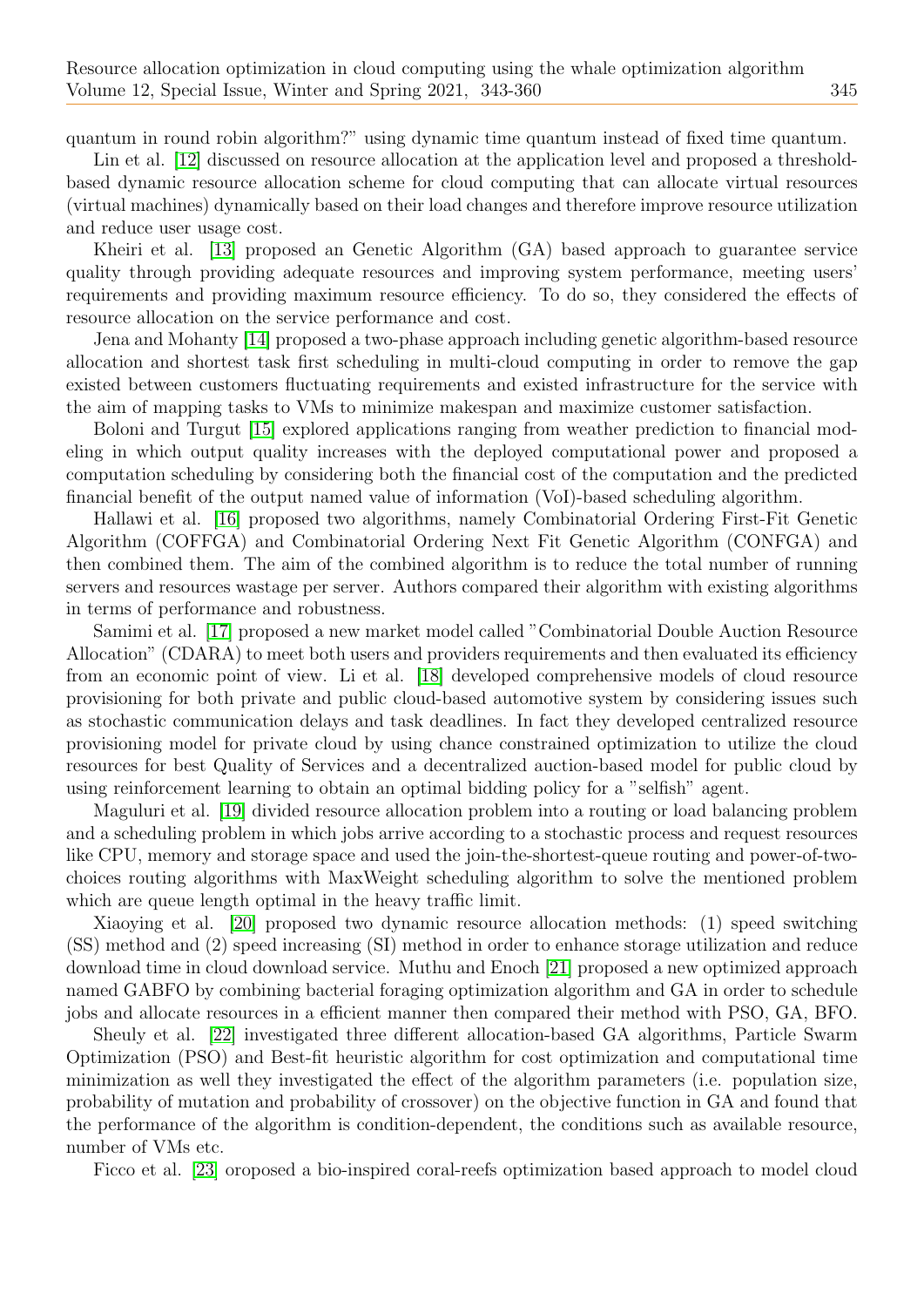quantum in round robin algorithm?" using dynamic time quantum instead of fixed time quantum.

Lin et al. [12] discussed on resource allocation at the application level and proposed a threshold-based dynamic resource allocation scheme for cloud computing that can allocate virtual resources (virtual machines) dynamically based on their load changes and therefore improve resource utilization and reduce user usage cost.

Kheiri et al. [13] proposed an Genetic Algorithm (GA) based approach to guarantee service quality through providing adequate resources and improving system performance, meeting users' requirements and providing maximum resource efficiency. To do so, they considered the effects of resource allocation on the service performance and cost.

Jena and Mohanty [14] proposed a two-phase approach including genetic algorithm-based resource allocation and shortest task first scheduling in multi-cloud computing in order to remove the gap existed between customers fluctuating requirements and existed infrastructure for the service with the aim of mapping tasks to VMs to minimize makespan and maximize customer satisfaction.

Boloni and Turgut [15] explored applications ranging from weather prediction to financial modeling in which output quality increases with the deployed computational power and proposed a computation scheduling by considering both the financial cost of the computation and the predicted financial benefit of the output named value of information (VoI)-based scheduling algorithm.

Hallawi et al. [16] proposed two algorithms, namely Combinatorial Ordering First-Fit Genetic Algorithm (COFFGA) and Combinatorial Ordering Next Fit Genetic Algorithm (CONFGA) and then combined them. The aim of the combined algorithm is to reduce the total number of running servers and resources wastage per server. Authors compared their algorithm with existing algorithms in terms of performance and robustness.

Samimi et al. [17] proposed a new market model called "Combinatorial Double Auction Resource Allocation" (CDARA) to meet both users and providers requirements and then evaluated its efficiency from an economic point of view. Li et al. [18] developed comprehensive models of cloud resource provisioning for both private and public cloud-based automotive system by considering issues such as stochastic communication delays and task deadlines. In fact they developed centralized resource provisioning model for private cloud by using chance constrained optimization to utilize the cloud resources for best Quality of Services and a decentralized auction-based model for public cloud by using reinforcement learning to obtain an optimal bidding policy for a "selfish" agent.

Maguluri et al. [19] divided resource allocation problem into a routing or load balancing problem and a scheduling problem in which jobs arrive according to a stochastic process and request resources like CPU, memory and storage space and used the join-the-shortest-queue routing and power-of-two-choices routing algorithms with MaxWeight scheduling algorithm to solve the mentioned problem which are queue length optimal in the heavy traffic limit.

Xiaoying et al. [20] proposed two dynamic resource allocation methods: (1) speed switching (SS) method and (2) speed increasing (SI) method in order to enhance storage utilization and reduce download time in cloud download service. Muthu and Enoch [21] proposed a new optimized approach named GABFO by combining bacterial foraging optimization algorithm and GA in order to schedule jobs and allocate resources in a efficient manner then compared their method with PSO, GA, BFO.

Sheuly et al. [22] investigated three different allocation-based GA algorithms, Particle Swarm Optimization (PSO) and Best-fit heuristic algorithm for cost optimization and computational time minimization as well they investigated the effect of the algorithm parameters (i.e. population size, probability of mutation and probability of crossover) on the objective function in GA and found that the performance of the algorithm is condition-dependent, the conditions such as available resource, number of VMs etc.

Ficco et al. [23] oroposed a bio-inspired coral-reefs optimization based approach to model cloud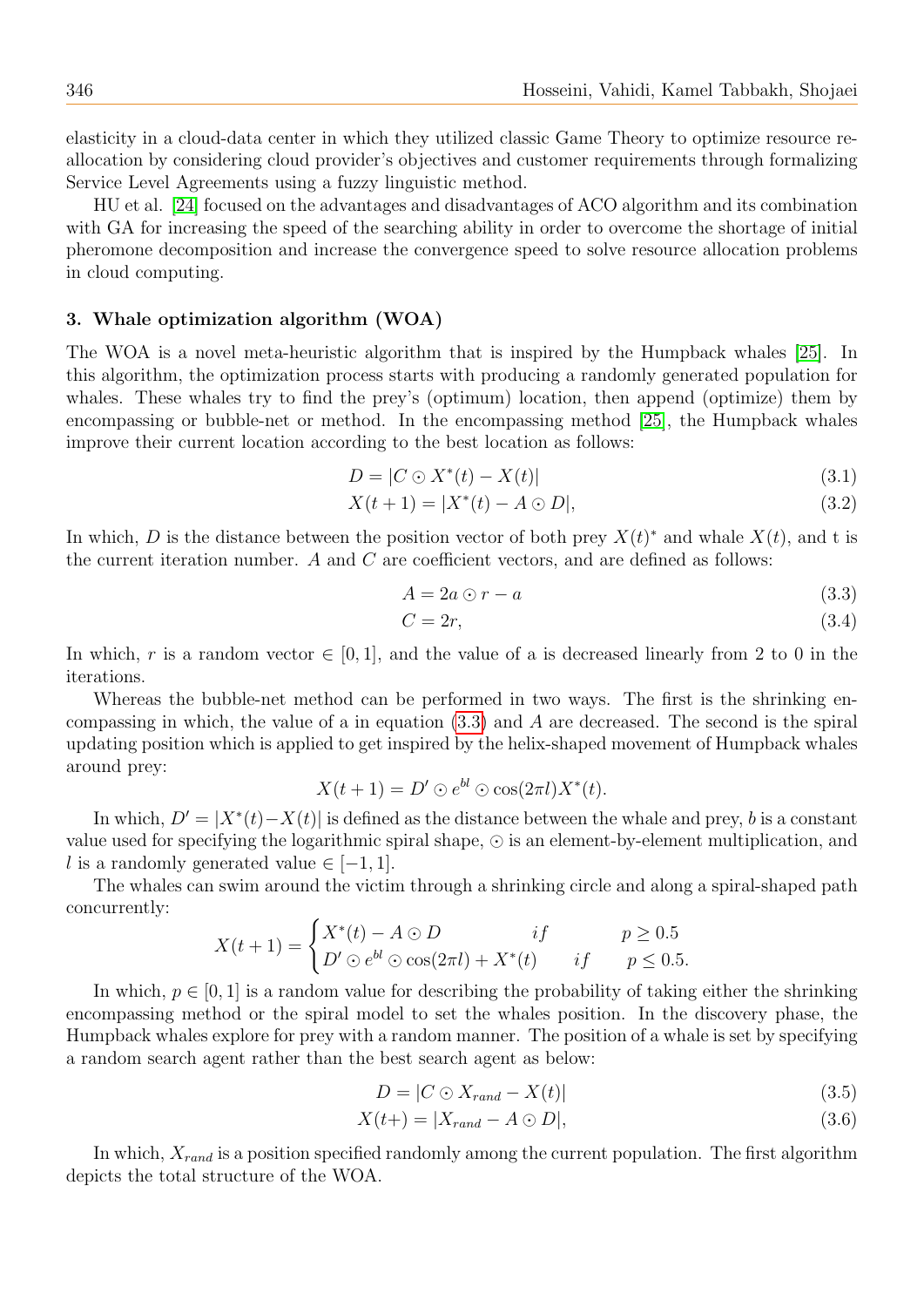elasticity in a cloud-data center in which they utilized classic Game Theory to optimize resource re-allocation by considering cloud provider's objectives and customer requirements through formalizing Service Level Agreements using a fuzzy linguistic method.

HU et al. [24] focused on the advantages and disadvantages of ACO algorithm and its combination with GA for increasing the speed of the searching ability in order to overcome the shortage of initial pheromone decomposition and increase the convergence speed to solve resource allocation problems in cloud computing.

## 3. Whale optimization algorithm (WOA)

The WOA is a novel meta-heuristic algorithm that is inspired by the Humpback whales [25]. In this algorithm, the optimization process starts with producing a randomly generated population for whales. These whales try to find the prey's (optimum) location, then append (optimize) them by encompassing or bubble-net or method. In the encompassing method [25], the Humpback whales improve their current location according to the best location as follows:

$$D = |C \odot X^*(t) - X(t)| \tag{3.1}$$

$$X(t+1) = |X^*(t) - A \odot D|, \tag{3.2}$$

In which, $D$ is the distance between the position vector of both prey $X(t)^*$ and whale $X(t)$, and t is the current iteration number. $A$ and $C$ are coefficient vectors, and are defined as follows:

$$A = 2a \odot r - a \tag{3.3}$$

$$C = 2r, \tag{3.4}$$

In which, $r$ is a random vector $\in [0, 1]$, and the value of a is decreased linearly from 2 to 0 in the iterations.

Whereas the bubble-net method can be performed in two ways. The first is the shrinking encompassing in which, the value of a in equation (3.3) and $A$ are decreased. The second is the spiral updating position which is applied to get inspired by the helix-shaped movement of Humpback whales around prey:

$$X(t+1) = D' \odot e^{bl} \odot \cos(2\pi l) X^*(t).$$

In which, $D' = |X^*(t) - X(t)|$ is defined as the distance between the whale and prey, $b$ is a constant value used for specifying the logarithmic spiral shape, $\odot$ is an element-by-element multiplication, and $l$ is a randomly generated value $\in [-1, 1]$.

The whales can swim around the victim through a shrinking circle and along a spiral-shaped path concurrently:

$$X(t+1) = \begin{cases} X^*(t) - A \odot D & if \quad p \geq 0.5 \\ D' \odot e^{bl} \odot \cos(2\pi l) + X^*(t) & if \quad p \leq 0.5. \end{cases}$$

In which, $p \in [0, 1]$ is a random value for describing the probability of taking either the shrinking encompassing method or the spiral model to set the whales position. In the discovery phase, the Humpback whales explore for prey with a random manner. The position of a whale is set by specifying a random search agent rather than the best search agent as below:

$$D = |C \odot X_{rand} - X(t)| \tag{3.5}$$

$$X(t+) = |X_{rand} - A \odot D|, \tag{3.6}$$

In which, $X_{rand}$ is a position specified randomly among the current population. The first algorithm depicts the total structure of the WOA.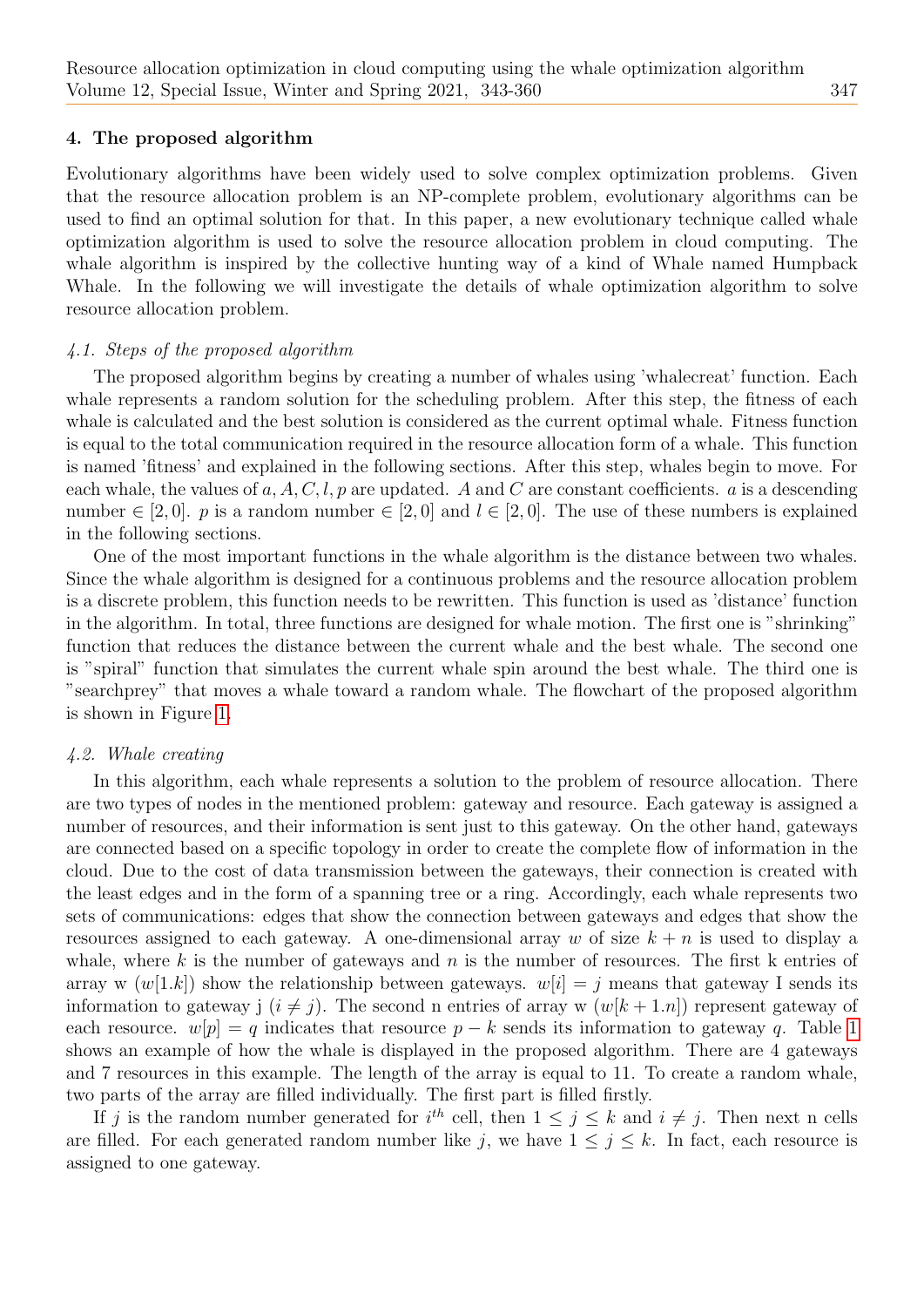## 4. The proposed algorithm

Evolutionary algorithms have been widely used to solve complex optimization problems. Given that the resource allocation problem is an NP-complete problem, evolutionary algorithms can be used to find an optimal solution for that. In this paper, a new evolutionary technique called whale optimization algorithm is used to solve the resource allocation problem in cloud computing. The whale algorithm is inspired by the collective hunting way of a kind of Whale named Humpback Whale. In the following we will investigate the details of whale optimization algorithm to solve resource allocation problem.

### *4.1. Steps of the proposed algorithm*

The proposed algorithm begins by creating a number of whales using 'whalecreat' function. Each whale represents a random solution for the scheduling problem. After this step, the fitness of each whale is calculated and the best solution is considered as the current optimal whale. Fitness function is equal to the total communication required in the resource allocation form of a whale. This function is named 'fitness' and explained in the following sections. After this step, whales begin to move. For each whale, the values of $a, A, C, l, p$ are updated. $A$ and $C$ are constant coefficients. $a$ is a descending number $\in [2, 0]$. $p$ is a random number $\in [2, 0]$ and $l \in [2, 0]$. The use of these numbers is explained in the following sections.

One of the most important functions in the whale algorithm is the distance between two whales. Since the whale algorithm is designed for a continuous problems and the resource allocation problem is a discrete problem, this function needs to be rewritten. This function is used as 'distance' function in the algorithm. In total, three functions are designed for whale motion. The first one is "shrinking" function that reduces the distance between the current whale and the best whale. The second one is "spiral" function that simulates the current whale spin around the best whale. The third one is "searchprey" that moves a whale toward a random whale. The flowchart of the proposed algorithm is shown in Figure 1.

### *4.2. Whale creating*

In this algorithm, each whale represents a solution to the problem of resource allocation. There are two types of nodes in the mentioned problem: gateway and resource. Each gateway is assigned a number of resources, and their information is sent just to this gateway. On the other hand, gateways are connected based on a specific topology in order to create the complete flow of information in the cloud. Due to the cost of data transmission between the gateways, their connection is created with the least edges and in the form of a spanning tree or a ring. Accordingly, each whale represents two sets of communications: edges that show the connection between gateways and edges that show the resources assigned to each gateway. A one-dimensional array $w$ of size $k + n$ is used to display a whale, where $k$ is the number of gateways and $n$ is the number of resources. The first k entries of array w ($w[1.k]$) show the relationship between gateways. $w[i] = j$ means that gateway I sends its information to gateway j ($i \neq j$). The second n entries of array w ($w[k + 1.n]$) represent gateway of each resource. $w[p] = q$ indicates that resource $p - k$ sends its information to gateway $q$. Table 1 shows an example of how the whale is displayed in the proposed algorithm. There are 4 gateways and 7 resources in this example. The length of the array is equal to 11. To create a random whale, two parts of the array are filled individually. The first part is filled firstly.

If $j$ is the random number generated for $i^{th}$ cell, then $1 \leq j \leq k$ and $i \neq j$. Then next n cells are filled. For each generated random number like $j$, we have $1 \leq j \leq k$. In fact, each resource is assigned to one gateway.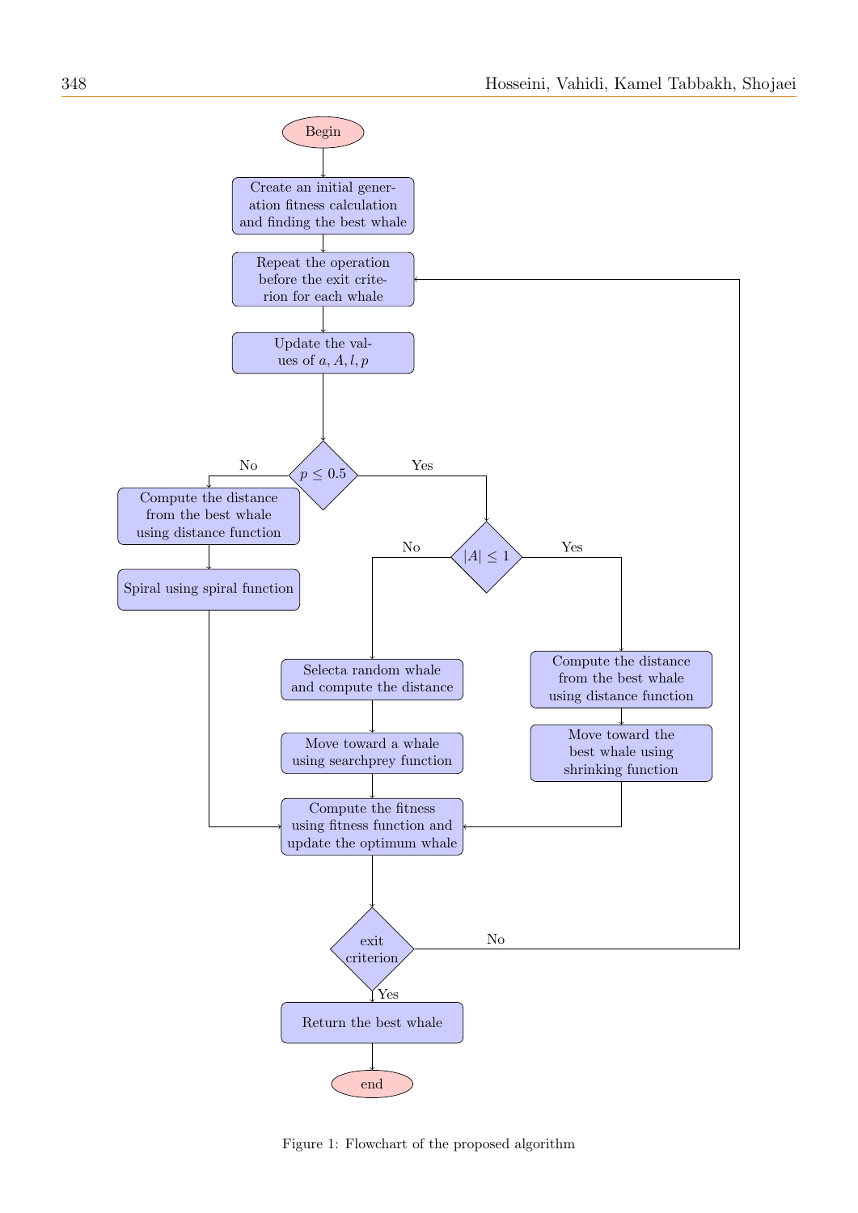Begin

Create an initial generation fitness calculation and finding the best whale

Repeat the operation before the exit criterion for each whale

Update the values of $a, A, l, p$

$p \leq 0.5$

- No:
  - Compute the distance from the best whale using distance function
  - Spiral using spiral function
- Yes: $|A| \leq 1$
  - No:
    - Selecta random whale and compute the distance
    - Move toward a whale using searchprey function
  - Yes:
    - Compute the distance from the best whale using distance function
    - Move toward the best whale using shrinking function

Compute the fitness using fitness function and update the optimum whale

exit criterion

- No: Repeat the operation before the exit criterion for each whale
- Yes: Return the best whale

end

Figure 1: Flowchart of the proposed algorithm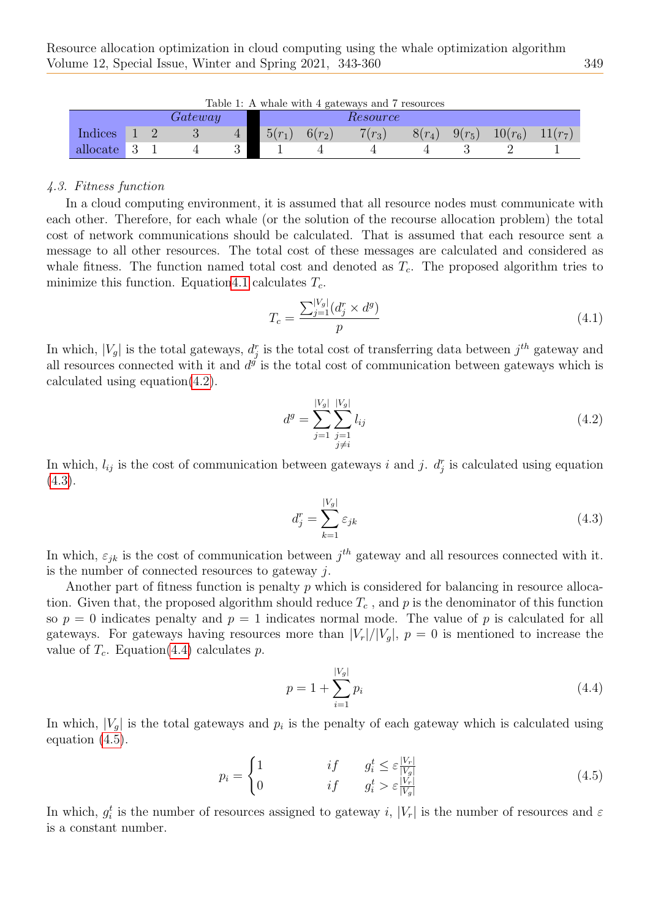Table 1: A whale with 4 gateways and 7 resources

| | *Gateway* | | | | *Resource* | | | | | | |
|---|---|---|---|---|---|---|---|---|---|---|---|
| Indices | 1 | 2 | 3 | 4 | $5(r_1)$ | $6(r_2)$ | $7(r_3)$ | $8(r_4)$ | $9(r_5)$ | $10(r_6)$ | $11(r_7)$ |
| allocate | 3 | 1 | 4 | 3 | 1 | 4 | 4 | 4 | 3 | 2 | 1 |

### *4.3. Fitness function*

In a cloud computing environment, it is assumed that all resource nodes must communicate with each other. Therefore, for each whale (or the solution of the recourse allocation problem) the total cost of network communications should be calculated. That is assumed that each resource sent a message to all other resources. The total cost of these messages are calculated and considered as whale fitness. The function named total cost and denoted as $T_c$. The proposed algorithm tries to minimize this function. Equation4.1 calculates $T_c$.

$$T_c = \frac{\sum_{j=1}^{|V_g|}(d_j^r \times d^g)}{p} \tag{4.1}$$

In which, $|V_g|$ is the total gateways, $d_j^r$ is the total cost of transferring data between $j^{th}$ gateway and all resources connected with it and $d^g$ is the total cost of communication between gateways which is calculated using equation(4.2).

$$d^g = \sum_{j=1}^{|V_g|} \sum_{\substack{j=1 \\ j \neq i}}^{|V_g|} l_{ij} \tag{4.2}$$

In which, $l_{ij}$ is the cost of communication between gateways $i$ and $j$. $d_j^r$ is calculated using equation (4.3).

$$d_j^r = \sum_{k=1}^{|V_g|} \varepsilon_{jk} \tag{4.3}$$

In which, $\varepsilon_{jk}$ is the cost of communication between $j^{th}$ gateway and all resources connected with it. is the number of connected resources to gateway $j$.

Another part of fitness function is penalty $p$ which is considered for balancing in resource allocation. Given that, the proposed algorithm should reduce $T_c$ , and $p$ is the denominator of this function so $p = 0$ indicates penalty and $p = 1$ indicates normal mode. The value of $p$ is calculated for all gateways. For gateways having resources more than $|V_r|/|V_g|$, $p = 0$ is mentioned to increase the value of $T_c$. Equation(4.4) calculates $p$.

$$p = 1 + \sum_{i=1}^{|V_g|} p_i \tag{4.4}$$

In which, $|V_g|$ is the total gateways and $p_i$ is the penalty of each gateway which is calculated using equation (4.5).

$$p_i = \begin{cases} 1 & if \quad g_i^t \leq \varepsilon \frac{|V_r|}{|V_g|} \\ 0 & if \quad g_i^t > \varepsilon \frac{|V_r|}{|V_g|} \end{cases} \tag{4.5}$$

In which, $g_i^t$ is the number of resources assigned to gateway $i$, $|V_r|$ is the number of resources and $\varepsilon$ is a constant number.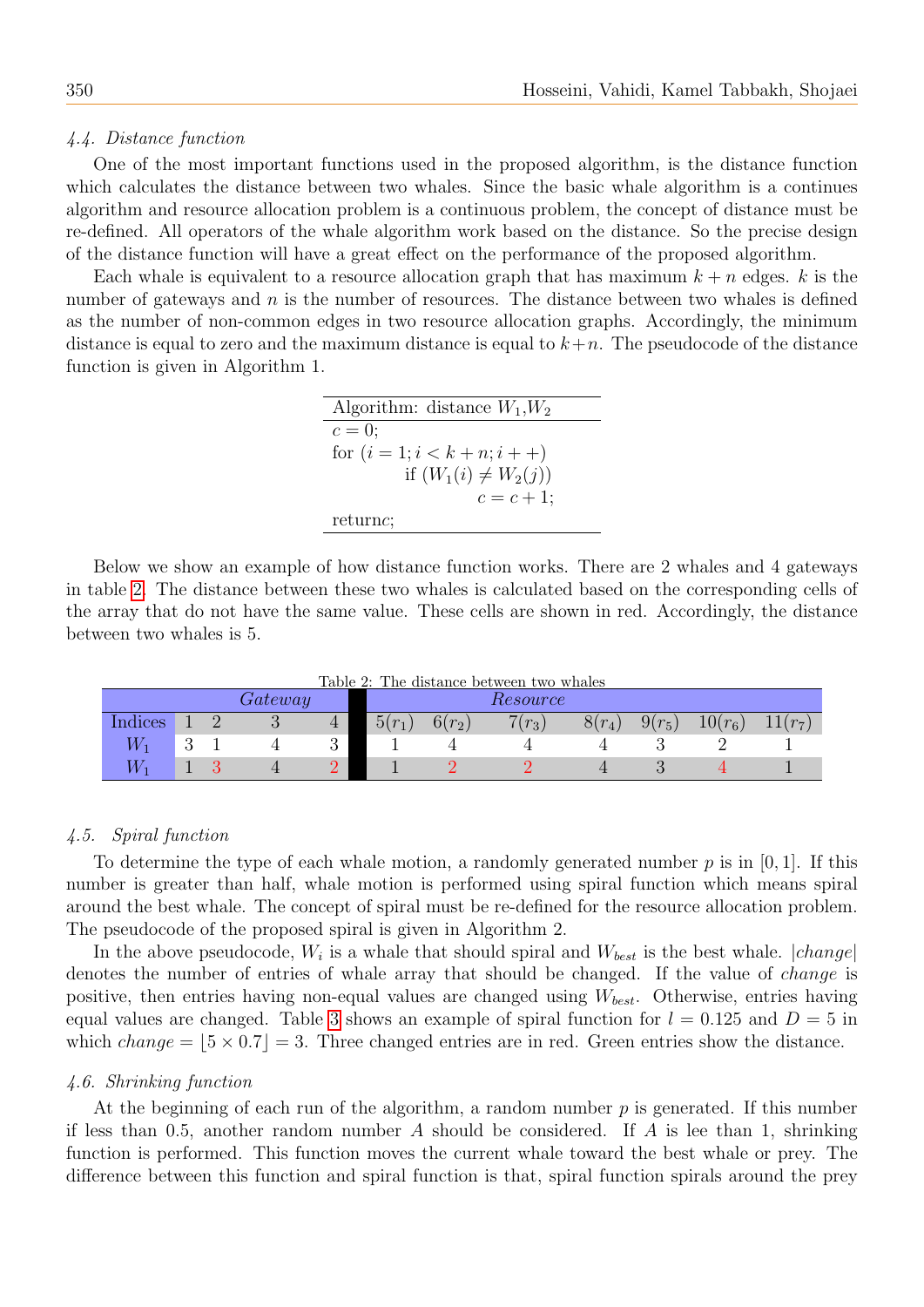### *4.4. Distance function*

One of the most important functions used in the proposed algorithm, is the distance function which calculates the distance between two whales. Since the basic whale algorithm is a continues algorithm and resource allocation problem is a continuous problem, the concept of distance must be re-defined. All operators of the whale algorithm work based on the distance. So the precise design of the distance function will have a great effect on the performance of the proposed algorithm.

Each whale is equivalent to a resource allocation graph that has maximum $k+n$ edges. $k$ is the number of gateways and $n$ is the number of resources. The distance between two whales is defined as the number of non-common edges in two resource allocation graphs. Accordingly, the minimum distance is equal to zero and the maximum distance is equal to $k+n$. The pseudocode of the distance function is given in Algorithm 1.

```
Algorithm: distance W1,W2
c = 0;
for (i = 1; i < k + n; i + +)
        if (W1(i) ≠ W2(j))
                c = c + 1;
returnc;
```

Below we show an example of how distance function works. There are 2 whales and 4 gateways in table 2. The distance between these two whales is calculated based on the corresponding cells of the array that do not have the same value. These cells are shown in red. Accordingly, the distance between two whales is 5.

Table 2: The distance between two whales

| | *Gateway* | | | | | *Resource* | | | | | | |
|---|---|---|---|---|---|---|---|---|---|---|---|---|
| Indices | 1 | 2 | 3 | 4 | | $5(r_1)$ | $6(r_2)$ | $7(r_3)$ | $8(r_4)$ | $9(r_5)$ | $10(r_6)$ | $11(r_7)$ |
| $W_1$ | 3 | 1 | 4 | 3 | | 1 | 4 | 4 | 4 | 3 | 2 | 1 |
| $W_1$ | 1 | 3 | 4 | 2 | | 1 | 2 | 2 | 4 | 3 | 4 | 1 |

### *4.5. Spiral function*

To determine the type of each whale motion, a randomly generated number $p$ is in $[0,1]$. If this number is greater than half, whale motion is performed using spiral function which means spiral around the best whale. The concept of spiral must be re-defined for the resource allocation problem. The pseudocode of the proposed spiral is given in Algorithm 2.

In the above pseudocode, $W_i$ is a whale that should spiral and $W_{best}$ is the best whale. $|change|$ denotes the number of entries of whale array that should be changed. If the value of $change$ is positive, then entries having non-equal values are changed using $W_{best}$. Otherwise, entries having equal values are changed. Table 3 shows an example of spiral function for $l = 0.125$ and $D = 5$ in which $change = \lfloor 5 \times 0.7 \rfloor = 3$. Three changed entries are in red. Green entries show the distance.

### *4.6. Shrinking function*

At the beginning of each run of the algorithm, a random number $p$ is generated. If this number if less than 0.5, another random number $A$ should be considered. If $A$ is lee than 1, shrinking function is performed. This function moves the current whale toward the best whale or prey. The difference between this function and spiral function is that, spiral function spirals around the prey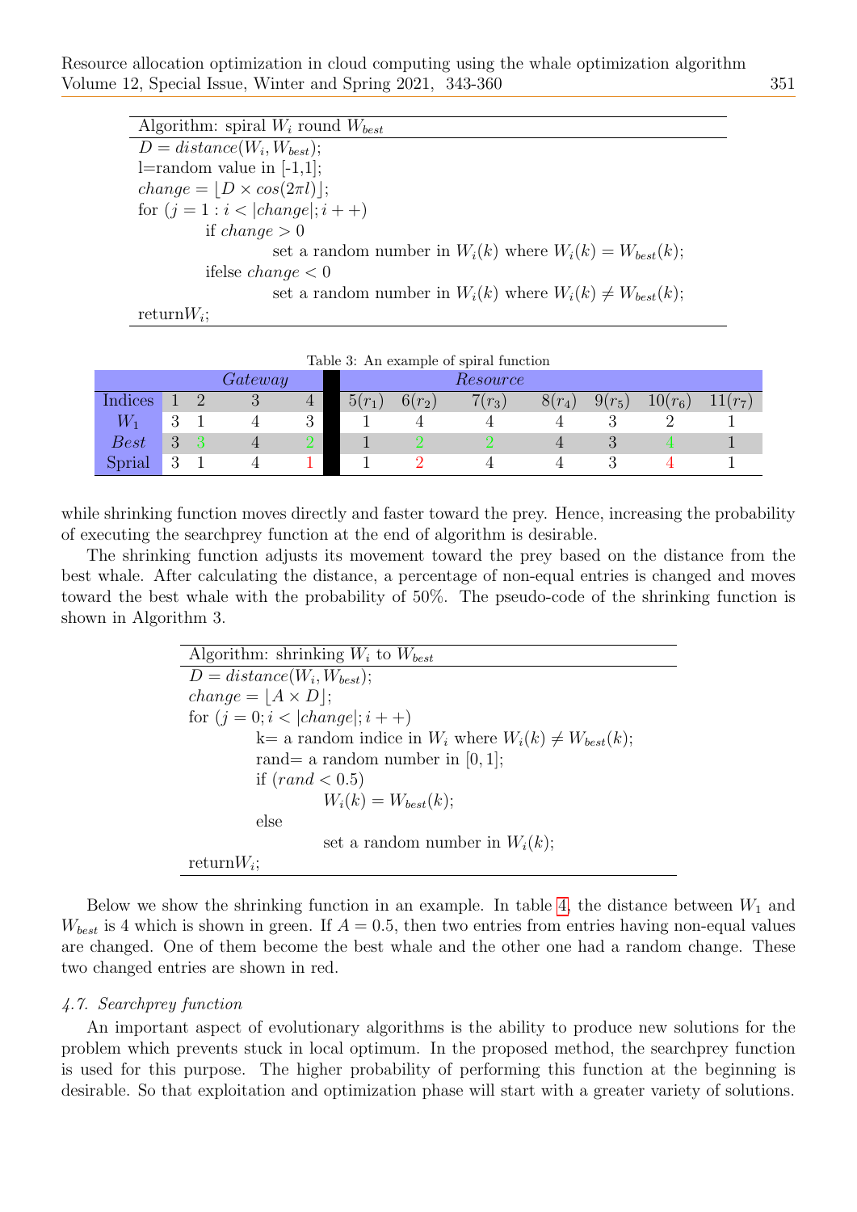| Algorithm: spiral $W_i$ round $W_{best}$ |
|---|
| $D = distance(W_i, W_{best})$; |
| l=random value in [-1,1]; |
| $change = \lfloor D \times cos(2\pi l) \rfloor$; |
| for $(j = 1 : i < \|change\|; i++)$ |
| &nbsp;&nbsp;&nbsp;&nbsp;if $change > 0$ |
| &nbsp;&nbsp;&nbsp;&nbsp;&nbsp;&nbsp;&nbsp;&nbsp;set a random number in $W_i(k)$ where $W_i(k) = W_{best}(k)$; |
| &nbsp;&nbsp;&nbsp;&nbsp;ifelse $change < 0$ |
| &nbsp;&nbsp;&nbsp;&nbsp;&nbsp;&nbsp;&nbsp;&nbsp;set a random number in $W_i(k)$ where $W_i(k) \neq W_{best}(k)$; |
| return$W_i$; |

Table 3: An example of spiral function

| | *Gateway* | | | | | *Resource* | | | | | | |
|---|---|---|---|---|---|---|---|---|---|---|---|---|
| Indices | 1 | 2 | 3 | 4 | | $5(r_1)$ | $6(r_2)$ | $7(r_3)$ | $8(r_4)$ | $9(r_5)$ | $10(r_6)$ | $11(r_7)$ |
| $W_1$ | 3 | 1 | 4 | 3 | | 1 | 4 | 4 | 4 | 3 | 2 | 1 |
| *Best* | 3 | 3 | 4 | 2 | | 1 | 2 | 2 | 4 | 3 | 4 | 1 |
| Sprial | 3 | 1 | 4 | 1 | | 1 | 2 | 4 | 4 | 3 | 4 | 1 |

while shrinking function moves directly and faster toward the prey. Hence, increasing the probability of executing the searchprey function at the end of algorithm is desirable.

The shrinking function adjusts its movement toward the prey based on the distance from the best whale. After calculating the distance, a percentage of non-equal entries is changed and moves toward the best whale with the probability of 50%. The pseudo-code of the shrinking function is shown in Algorithm 3.

| Algorithm: shrinking $W_i$ to $W_{best}$ |
|---|
| $D = distance(W_i, W_{best})$; |
| $change = \lfloor A \times D \rfloor$; |
| for $(j = 0; i < \|change\|; i++)$ |
| &nbsp;&nbsp;&nbsp;&nbsp;k= a random indice in $W_i$ where $W_i(k) \neq W_{best}(k)$; |
| &nbsp;&nbsp;&nbsp;&nbsp;rand= a random number in $[0, 1]$; |
| &nbsp;&nbsp;&nbsp;&nbsp;if $(rand < 0.5)$ |
| &nbsp;&nbsp;&nbsp;&nbsp;&nbsp;&nbsp;&nbsp;&nbsp;$W_i(k) = W_{best}(k)$; |
| &nbsp;&nbsp;&nbsp;&nbsp;else |
| &nbsp;&nbsp;&nbsp;&nbsp;&nbsp;&nbsp;&nbsp;&nbsp;set a random number in $W_i(k)$; |
| return$W_i$; |

Below we show the shrinking function in an example. In table 4, the distance between $W_1$ and $W_{best}$ is 4 which is shown in green. If $A = 0.5$, then two entries from entries having non-equal values are changed. One of them become the best whale and the other one had a random change. These two changed entries are shown in red.

### 4.7. Searchprey function

An important aspect of evolutionary algorithms is the ability to produce new solutions for the problem which prevents stuck in local optimum. In the proposed method, the searchprey function is used for this purpose. The higher probability of performing this function at the beginning is desirable. So that exploitation and optimization phase will start with a greater variety of solutions.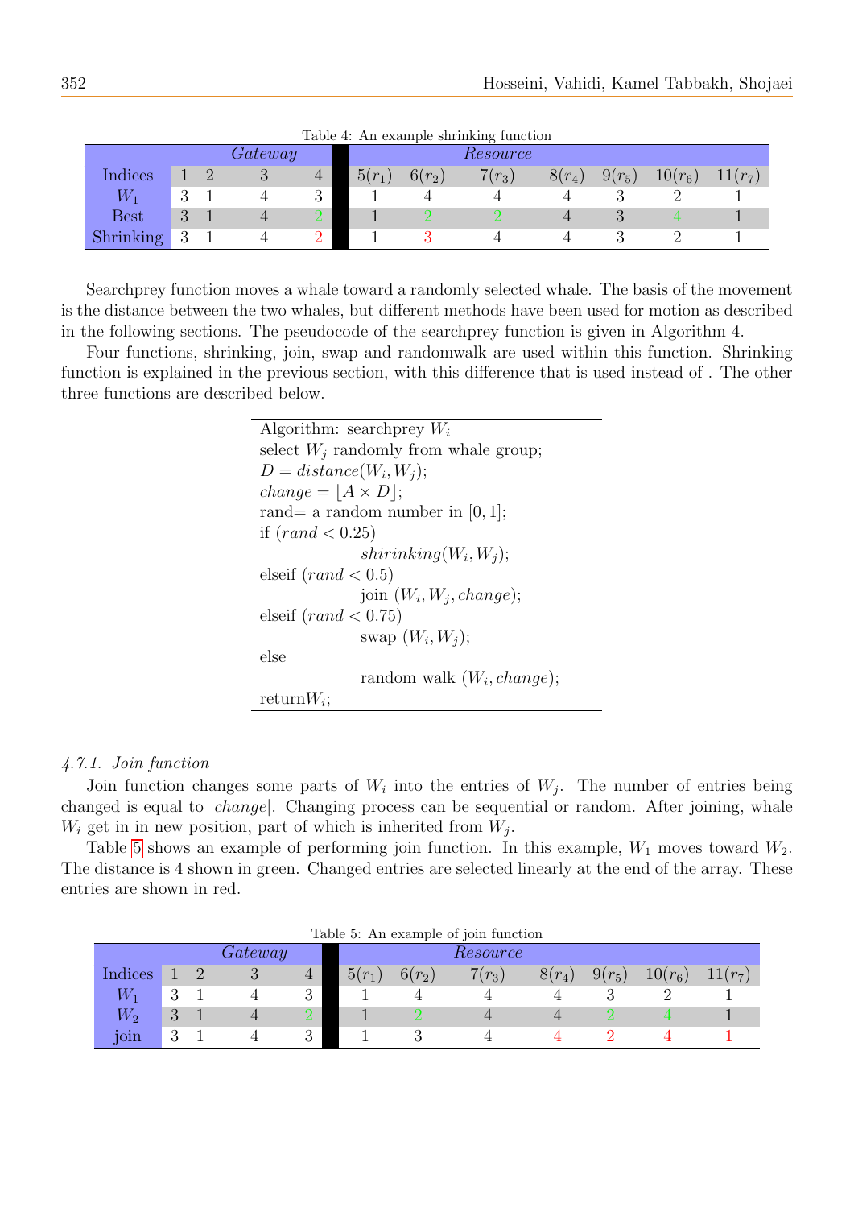Table 4: An example shrinking function

| | *Gateway* | | | | | *Resource* | | | | | | |
|---|---|---|---|---|---|---|---|---|---|---|---|---|
| Indices | 1 | 2 | 3 | 4 | | $5(r_1)$ | $6(r_2)$ | $7(r_3)$ | $8(r_4)$ | $9(r_5)$ | $10(r_6)$ | $11(r_7)$ |
| $W_1$ | 3 | 1 | 4 | 3 | | 1 | 4 | 4 | 4 | 3 | 2 | 1 |
| Best | 3 | 1 | 4 | 2 | | 1 | 2 | 2 | 4 | 3 | 4 | 1 |
| Shrinking | 3 | 1 | 4 | 2 | | 1 | 3 | 4 | 4 | 3 | 2 | 1 |

Searchprey function moves a whale toward a randomly selected whale. The basis of the movement is the distance between the two whales, but different methods have been used for motion as described in the following sections. The pseudocode of the searchprey function is given in Algorithm 4.

Four functions, shrinking, join, swap and randomwalk are used within this function. Shrinking function is explained in the previous section, with this difference that is used instead of . The other three functions are described below.

```
Algorithm: searchprey W_i
select W_j randomly from whale group;
D = distance(W_i, W_j);
change = ⌊A × D⌋;
rand= a random number in [0, 1];
if (rand < 0.25)
        shirinking(W_i, W_j);
elseif (rand < 0.5)
        join (W_i, W_j, change);
elseif (rand < 0.75)
        swap (W_i, W_j);
else
        random walk (W_i, change);
returnW_i;
```

### 4.7.1. Join function

Join function changes some parts of $W_i$ into the entries of $W_j$. The number of entries being changed is equal to $|change|$. Changing process can be sequential or random. After joining, whale $W_i$ get in in new position, part of which is inherited from $W_j$.

Table 5 shows an example of performing join function. In this example, $W_1$ moves toward $W_2$. The distance is 4 shown in green. Changed entries are selected linearly at the end of the array. These entries are shown in red.

Table 5: An example of join function

| | *Gateway* | | | | | *Resource* | | | | | | |
|---|---|---|---|---|---|---|---|---|---|---|---|---|
| Indices | 1 | 2 | 3 | 4 | | $5(r_1)$ | $6(r_2)$ | $7(r_3)$ | $8(r_4)$ | $9(r_5)$ | $10(r_6)$ | $11(r_7)$ |
| $W_1$ | 3 | 1 | 4 | 3 | | 1 | 4 | 4 | 4 | 3 | 2 | 1 |
| $W_2$ | 3 | 1 | 4 | 2 | | 1 | 2 | 4 | 4 | 2 | 4 | 1 |
| join | 3 | 1 | 4 | 3 | | 1 | 3 | 4 | 4 | 2 | 4 | 1 |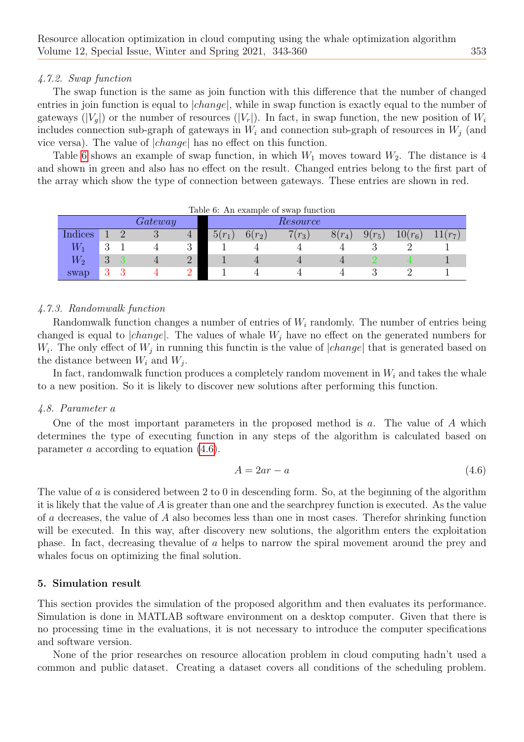#### 4.7.2. Swap function

The swap function is the same as join function with this difference that the number of changed entries in join function is equal to $|change|$, while in swap function is exactly equal to the number of gateways ($|V_g|$) or the number of resources ($|V_r|$). In fact, in swap function, the new position of $W_i$ includes connection sub-graph of gateways in $W_i$ and connection sub-graph of resources in $W_j$ (and vice versa). The value of $|change|$ has no effect on this function.

Table 6 shows an example of swap function, in which $W_1$ moves toward $W_2$. The distance is 4 and shown in green and also has no effect on the result. Changed entries belong to the first part of the array which show the type of connection between gateways. These entries are shown in red.

Table 6: An example of swap function

| | *Gateway* | | | | | *Resource* | | | | | | |
|---|---|---|---|---|---|---|---|---|---|---|---|---|
| Indices | 1 | 2 | 3 | 4 | | $5(r_1)$ | $6(r_2)$ | $7(r_3)$ | $8(r_4)$ | $9(r_5)$ | $10(r_6)$ | $11(r_7)$ |
| $W_1$ | 3 | 1 | 4 | 3 | | 1 | 4 | 4 | 4 | 3 | 2 | 1 |
| $W_2$ | 3 | 3 | 4 | 2 | | 1 | 4 | 4 | 4 | 2 | 4 | 1 |
| swap | 3 | 3 | 4 | 2 | | 1 | 4 | 4 | 4 | 3 | 2 | 1 |

#### 4.7.3. Randomwalk function

Randomwalk function changes a number of entries of $W_i$ randomly. The number of entries being changed is equal to $|change|$. The values of whale $W_j$ have no effect on the generated numbers for $W_i$. The only effect of $W_j$ in running this functin is the value of $|change|$ that is generated based on the distance between $W_i$ and $W_j$.

In fact, randomwalk function produces a completely random movement in $W_i$ and takes the whale to a new position. So it is likely to discover new solutions after performing this function.

### 4.8. Parameter a

One of the most important parameters in the proposed method is $a$. The value of $A$ which determines the type of executing function in any steps of the algorithm is calculated based on parameter $a$ according to equation (4.6).

$$A = 2ar - a \tag{4.6}$$

The value of $a$ is considered between 2 to 0 in descending form. So, at the beginning of the algorithm it is likely that the value of $A$ is greater than one and the searchprey function is executed. As the value of $a$ decreases, the value of $A$ also becomes less than one in most cases. Therefor shrinking function will be executed. In this way, after discovery new solutions, the algorithm enters the exploitation phase. In fact, decreasing thevalue of $a$ helps to narrow the spiral movement around the prey and whales focus on optimizing the final solution.

## 5. Simulation result

This section provides the simulation of the proposed algorithm and then evaluates its performance. Simulation is done in MATLAB software environment on a desktop computer. Given that there is no processing time in the evaluations, it is not necessary to introduce the computer specifications and software version.

None of the prior researches on resource allocation problem in cloud computing hadn't used a common and public dataset. Creating a dataset covers all conditions of the scheduling problem.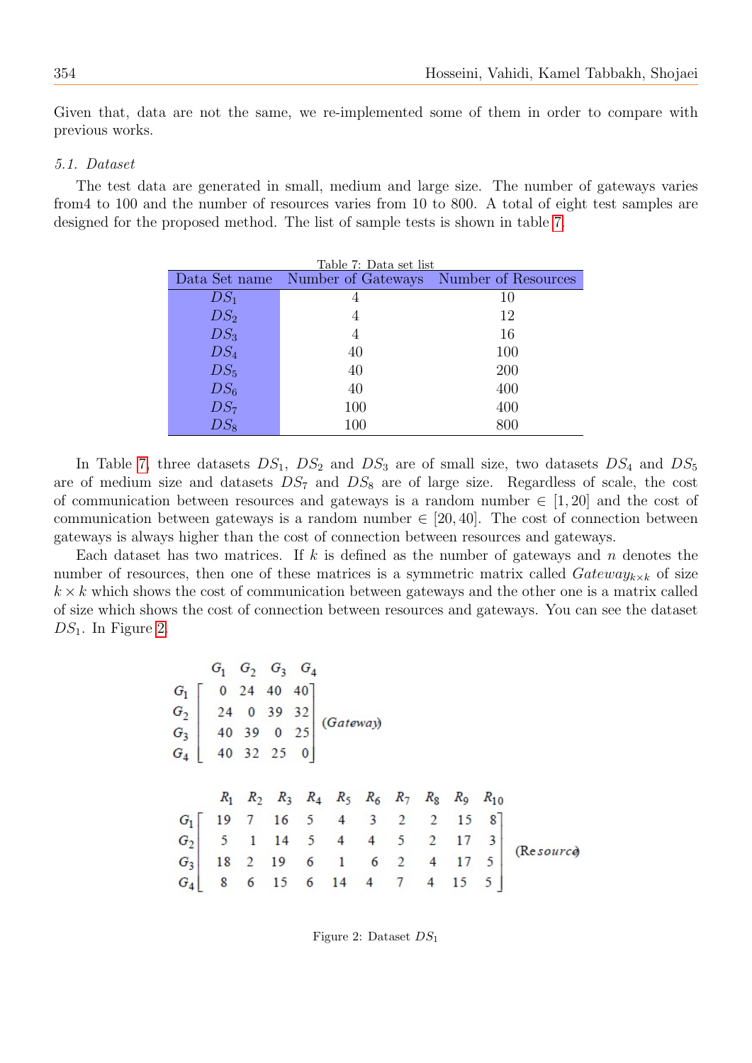Given that, data are not the same, we re-implemented some of them in order to compare with previous works.

### 5.1. Dataset

The test data are generated in small, medium and large size. The number of gateways varies from4 to 100 and the number of resources varies from 10 to 800. A total of eight test samples are designed for the proposed method. The list of sample tests is shown in table 7.

Table 7: Data set list

| Data Set name | Number of Gateways | Number of Resources |
|---|---|---|
| $DS_1$ | 4 | 10 |
| $DS_2$ | 4 | 12 |
| $DS_3$ | 4 | 16 |
| $DS_4$ | 40 | 100 |
| $DS_5$ | 40 | 200 |
| $DS_6$ | 40 | 400 |
| $DS_7$ | 100 | 400 |
| $DS_8$ | 100 | 800 |

In Table 7, three datasets $DS_1$, $DS_2$ and $DS_3$ are of small size, two datasets $DS_4$ and $DS_5$ are of medium size and datasets $DS_7$ and $DS_8$ are of large size. Regardless of scale, the cost of communication between resources and gateways is a random number $\in [1, 20]$ and the cost of communication between gateways is a random number $\in [20, 40]$. The cost of connection between gateways is always higher than the cost of connection between resources and gateways.

Each dataset has two matrices. If $k$ is defined as the number of gateways and $n$ denotes the number of resources, then one of these matrices is a symmetric matrix called $Gateway_{k\times k}$ of size $k \times k$ which shows the cost of communication between gateways and the other one is a matrix called of size which shows the cost of connection between resources and gateways. You can see the dataset $DS_1$. In Figure 2.

$$
\begin{array}{c} \\ G_1 \\ G_2 \\ G_3 \\ G_4 \end{array}
\begin{array}{c}
\begin{array}{cccc} G_1 & G_2 & G_3 & G_4 \end{array} \\
\begin{bmatrix} 0 & 24 & 40 & 40 \\ 24 & 0 & 39 & 32 \\ 40 & 39 & 0 & 25 \\ 40 & 32 & 25 & 0 \end{bmatrix}
\end{array}
(Gateway)
$$

$$
\begin{array}{c} \\ G_1 \\ G_2 \\ G_3 \\ G_4 \end{array}
\begin{array}{c}
\begin{array}{cccccccccc} R_1 & R_2 & R_3 & R_4 & R_5 & R_6 & R_7 & R_8 & R_9 & R_{10} \end{array} \\
\begin{bmatrix} 19 & 7 & 16 & 5 & 4 & 3 & 2 & 2 & 15 & 8 \\ 5 & 1 & 14 & 5 & 4 & 4 & 5 & 2 & 17 & 3 \\ 18 & 2 & 19 & 6 & 1 & 6 & 2 & 4 & 17 & 5 \\ 8 & 6 & 15 & 6 & 14 & 4 & 7 & 4 & 15 & 5 \end{bmatrix}
\end{array}
(Resource)
$$

Figure 2: Dataset $DS_1$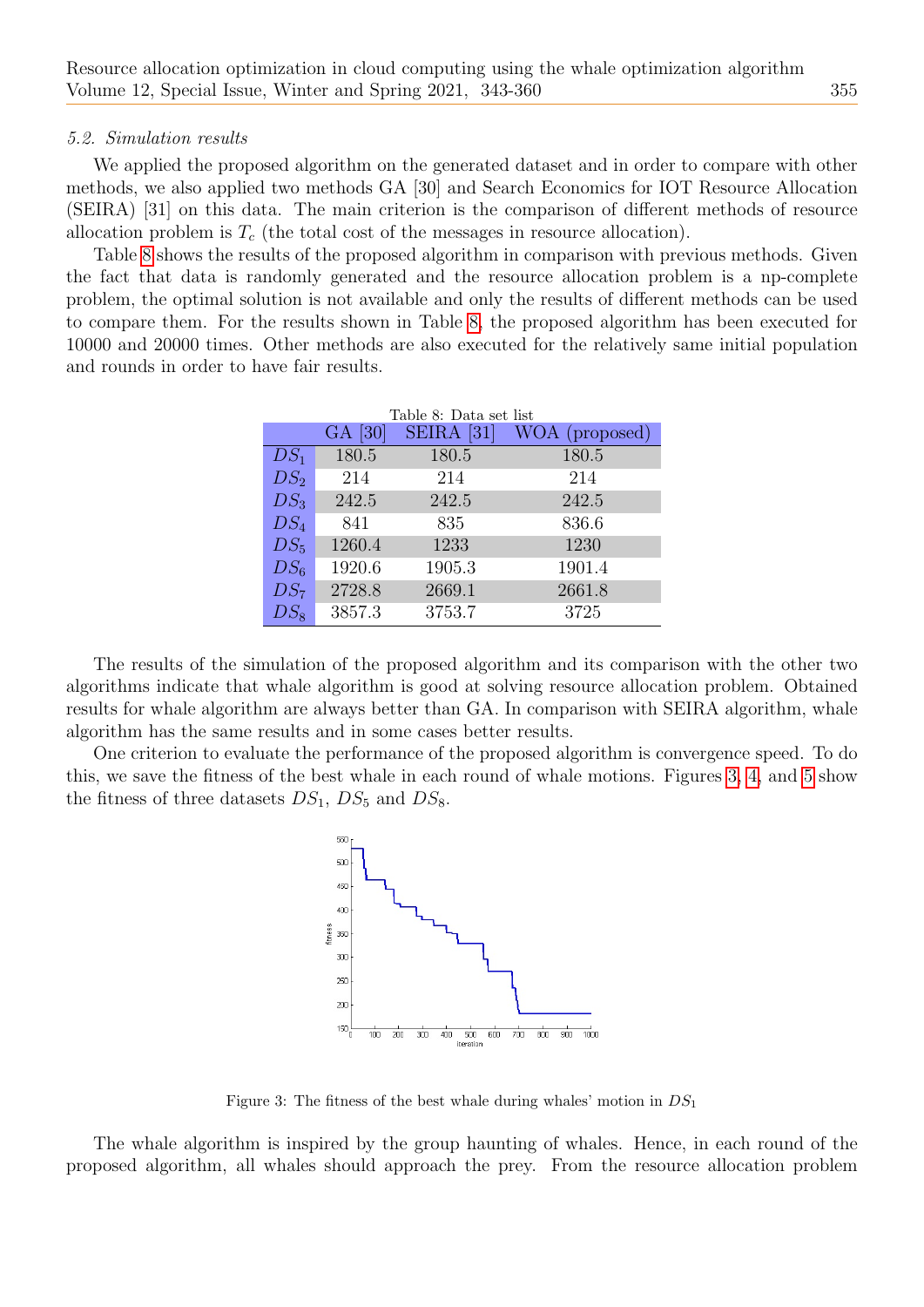### 5.2. Simulation results

We applied the proposed algorithm on the generated dataset and in order to compare with other methods, we also applied two methods GA [30] and Search Economics for IOT Resource Allocation (SEIRA) [31] on this data. The main criterion is the comparison of different methods of resource allocation problem is $T_c$ (the total cost of the messages in resource allocation).

Table 8 shows the results of the proposed algorithm in comparison with previous methods. Given the fact that data is randomly generated and the resource allocation problem is a np-complete problem, the optimal solution is not available and only the results of different methods can be used to compare them. For the results shown in Table 8, the proposed algorithm has been executed for 10000 and 20000 times. Other methods are also executed for the relatively same initial population and rounds in order to have fair results.

Table 8: Data set list

| | GA [30] | SEIRA [31] | WOA (proposed) |
|---|---|---|---|
| $DS_1$ | 180.5 | 180.5 | 180.5 |
| $DS_2$ | 214 | 214 | 214 |
| $DS_3$ | 242.5 | 242.5 | 242.5 |
| $DS_4$ | 841 | 835 | 836.6 |
| $DS_5$ | 1260.4 | 1233 | 1230 |
| $DS_6$ | 1920.6 | 1905.3 | 1901.4 |
| $DS_7$ | 2728.8 | 2669.1 | 2661.8 |
| $DS_8$ | 3857.3 | 3753.7 | 3725 |

The results of the simulation of the proposed algorithm and its comparison with the other two algorithms indicate that whale algorithm is good at solving resource allocation problem. Obtained results for whale algorithm are always better than GA. In comparison with SEIRA algorithm, whale algorithm has the same results and in some cases better results.

One criterion to evaluate the performance of the proposed algorithm is convergence speed. To do this, we save the fitness of the best whale in each round of whale motions. Figures 3, 4, and 5 show the fitness of three datasets $DS_1$, $DS_5$ and $DS_8$.

Figure 3: The fitness of the best whale during whales' motion in $DS_1$

The whale algorithm is inspired by the group haunting of whales. Hence, in each round of the proposed algorithm, all whales should approach the prey. From the resource allocation problem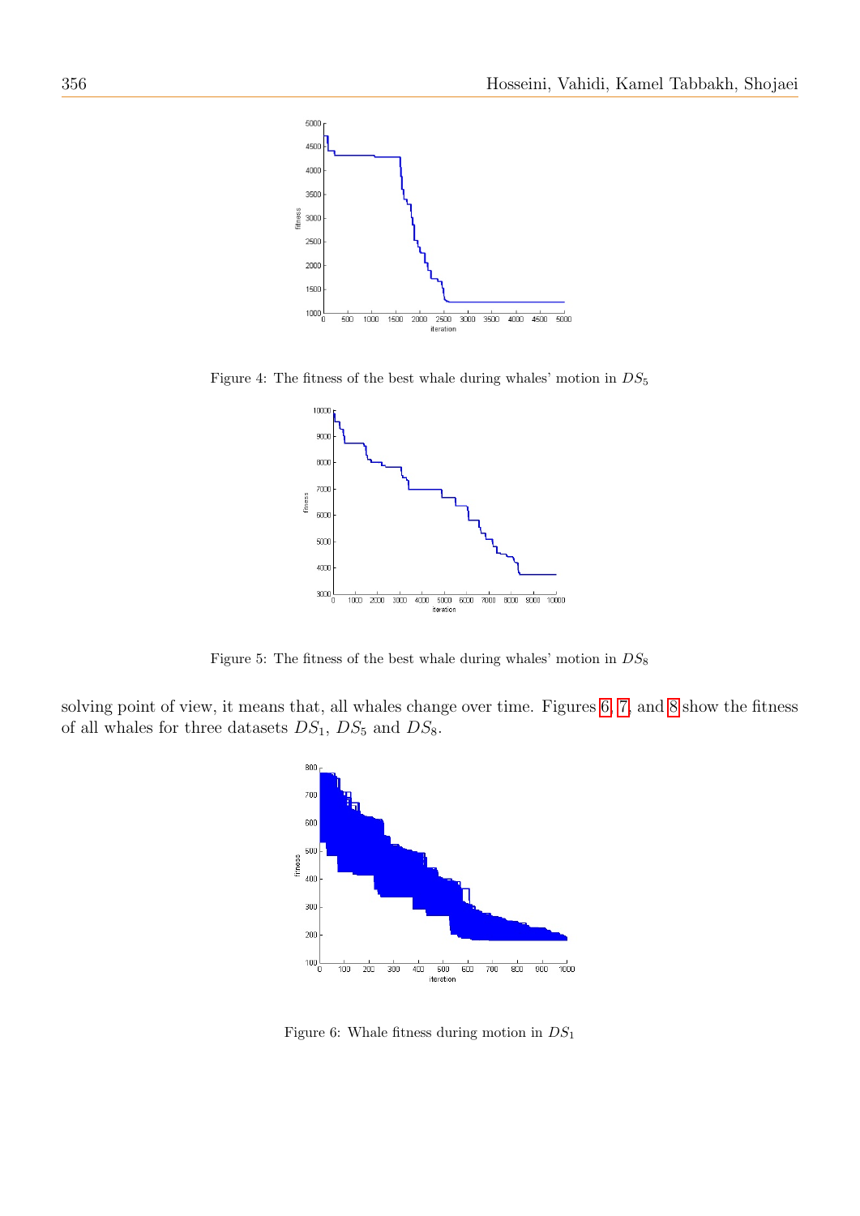Figure 4: The fitness of the best whale during whales' motion in $DS_5$

Figure 5: The fitness of the best whale during whales' motion in $DS_8$

solving point of view, it means that, all whales change over time. Figures 6, 7, and 8 show the fitness of all whales for three datasets $DS_1$, $DS_5$ and $DS_8$.

Figure 6: Whale fitness during motion in $DS_1$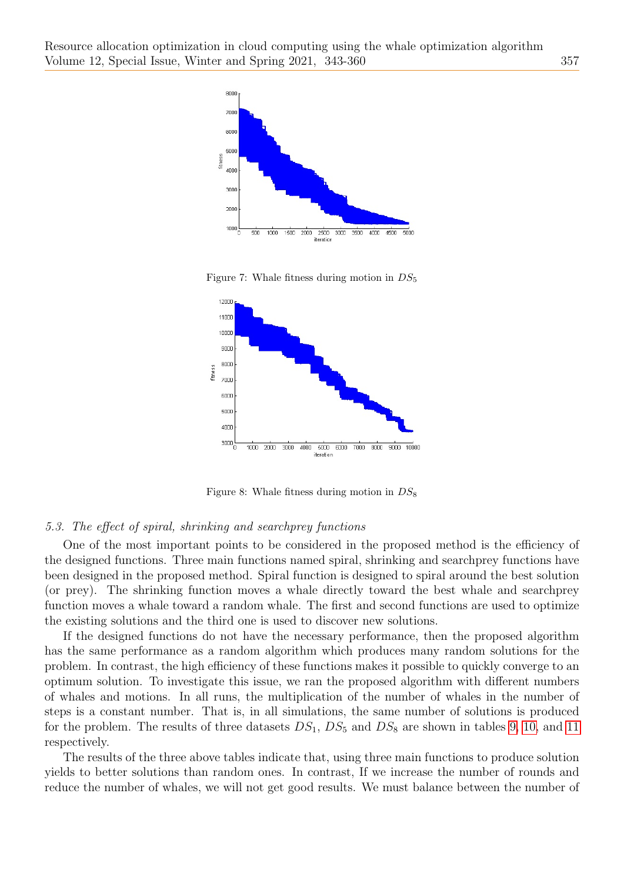Figure 7: Whale fitness during motion in $DS_5$

Figure 8: Whale fitness during motion in $DS_8$

### *5.3. The effect of spiral, shrinking and searchprey functions*

One of the most important points to be considered in the proposed method is the efficiency of the designed functions. Three main functions named spiral, shrinking and searchprey functions have been designed in the proposed method. Spiral function is designed to spiral around the best solution (or prey). The shrinking function moves a whale directly toward the best whale and searchprey function moves a whale toward a random whale. The first and second functions are used to optimize the existing solutions and the third one is used to discover new solutions.

If the designed functions do not have the necessary performance, then the proposed algorithm has the same performance as a random algorithm which produces many random solutions for the problem. In contrast, the high efficiency of these functions makes it possible to quickly converge to an optimum solution. To investigate this issue, we ran the proposed algorithm with different numbers of whales and motions. In all runs, the multiplication of the number of whales in the number of steps is a constant number. That is, in all simulations, the same number of solutions is produced for the problem. The results of three datasets $DS_1$, $DS_5$ and $DS_8$ are shown in tables 9, 10, and 11 respectively.

The results of the three above tables indicate that, using three main functions to produce solution yields to better solutions than random ones. In contrast, If we increase the number of rounds and reduce the number of whales, we will not get good results. We must balance between the number of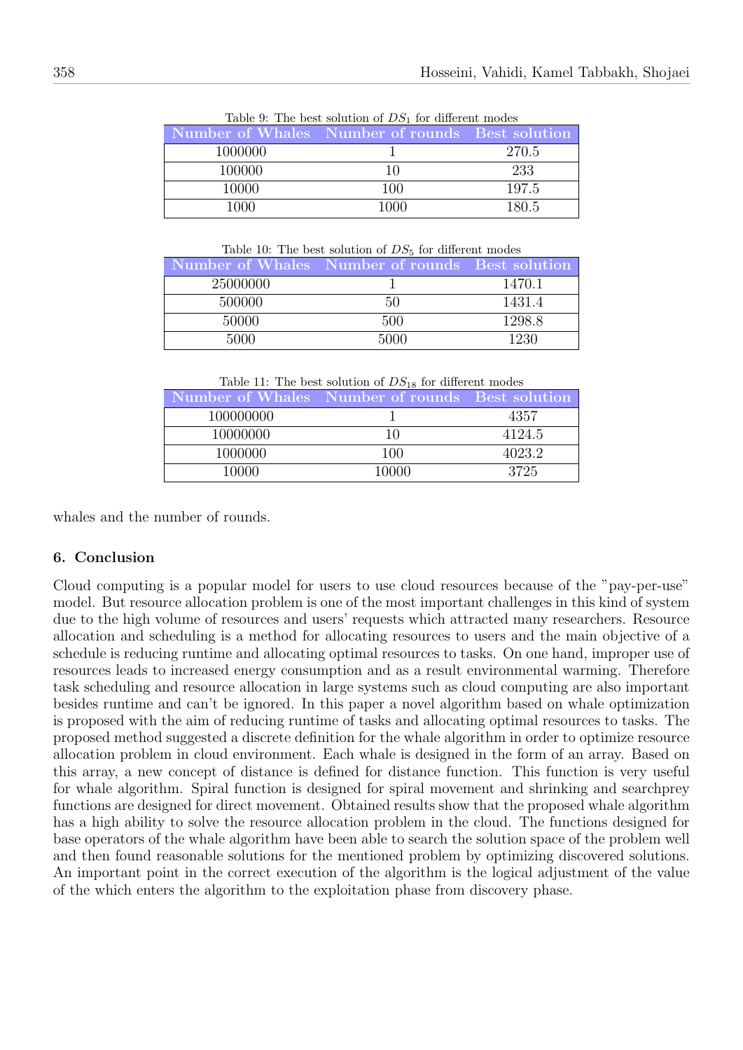Table 9: The best solution of $DS_1$ for different modes

| Number of Whales | Number of rounds | Best solution |
|---|---|---|
| 1000000 | 1 | 270.5 |
| 100000 | 10 | 233 |
| 10000 | 100 | 197.5 |
| 1000 | 1000 | 180.5 |

Table 10: The best solution of $DS_5$ for different modes

| Number of Whales | Number of rounds | Best solution |
|---|---|---|
| 25000000 | 1 | 1470.1 |
| 500000 | 50 | 1431.4 |
| 50000 | 500 | 1298.8 |
| 5000 | 5000 | 1230 |

Table 11: The best solution of $DS_{18}$ for different modes

| Number of Whales | Number of rounds | Best solution |
|---|---|---|
| 100000000 | 1 | 4357 |
| 10000000 | 10 | 4124.5 |
| 1000000 | 100 | 4023.2 |
| 10000 | 10000 | 3725 |

whales and the number of rounds.

## 6. Conclusion

Cloud computing is a popular model for users to use cloud resources because of the "pay-per-use" model. But resource allocation problem is one of the most important challenges in this kind of system due to the high volume of resources and users' requests which attracted many researchers. Resource allocation and scheduling is a method for allocating resources to users and the main objective of a schedule is reducing runtime and allocating optimal resources to tasks. On one hand, improper use of resources leads to increased energy consumption and as a result environmental warming. Therefore task scheduling and resource allocation in large systems such as cloud computing are also important besides runtime and can't be ignored. In this paper a novel algorithm based on whale optimization is proposed with the aim of reducing runtime of tasks and allocating optimal resources to tasks. The proposed method suggested a discrete definition for the whale algorithm in order to optimize resource allocation problem in cloud environment. Each whale is designed in the form of an array. Based on this array, a new concept of distance is defined for distance function. This function is very useful for whale algorithm. Spiral function is designed for spiral movement and shrinking and searchprey functions are designed for direct movement. Obtained results show that the proposed whale algorithm has a high ability to solve the resource allocation problem in the cloud. The functions designed for base operators of the whale algorithm have been able to search the solution space of the problem well and then found reasonable solutions for the mentioned problem by optimizing discovered solutions. An important point in the correct execution of the algorithm is the logical adjustment of the value of the which enters the algorithm to the exploitation phase from discovery phase.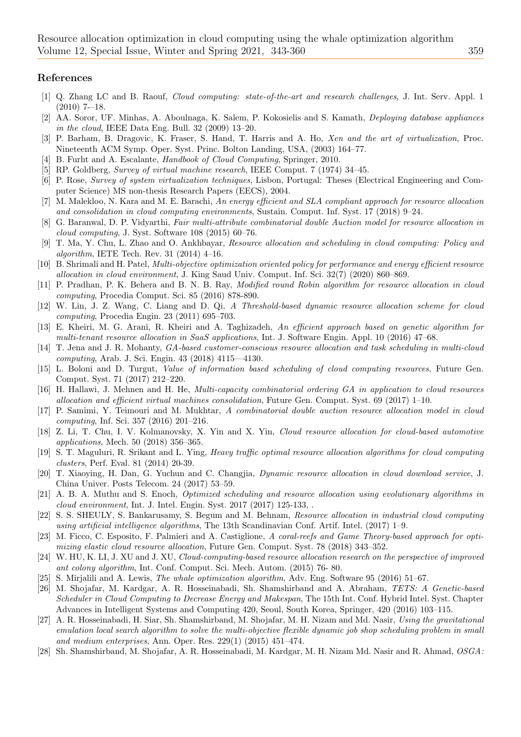## References

[1] Q. Zhang LC and B. Raouf, *Cloud computing: state-of-the-art and research challenges*, J. Int. Serv. Appl. 1 (2010) 7-–18.

[2] AA. Soror, UF. Minhas, A. Aboulnaga, K. Salem, P. Kokosielis and S. Kamath, *Deploying database appliances in the cloud*, IEEE Data Eng. Bull. 32 (2009) 13–20.

[3] P. Barham, B. Dragovic, K. Fraser, S. Hand, T. Harris and A. Ho, *Xen and the art of virtualization*, Proc. Nineteenth ACM Symp. Oper. Syst. Princ. Bolton Landing, USA, (2003) 164–77.

[4] B. Furht and A. Escalante, *Handbook of Cloud Computing*, Springer, 2010.

[5] RP. Goldberg, *Survey of virtual machine research*, IEEE Comput. 7 (1974) 34–45.

[6] P. Rose, *Survey of system virtualization techniques*, Lisbon, Portugal: Theses (Electrical Engineering and Computer Science) MS non-thesis Research Papers (EECS), 2004.

[7] M. Malekloo, N. Kara and M. E. Barachi, *An energy efficient and SLA compliant approach for resource allocation and consolidation in cloud computing environments*, Sustain. Comput. Inf. Syst. 17 (2018) 9–24.

[8] G. Baranwal, D. P. Vidyarthi, *Fair multi-attribute combinatorial double Auction model for resource allocation in cloud computing*, J. Syst. Software 108 (2015) 60–76.

[9] T. Ma, Y. Chu, L. Zhao and O. Ankhbayar, *Resource allocation and scheduling in cloud computing: Policy and algorithm*, IETE Tech. Rev. 31 (2014) 4–16.

[10] B. Shrimali and H. Patel, *Multi-objective optimization oriented policy for performance and energy efficient resource allocation in cloud environment*, J. King Saud Univ. Comput. Inf. Sci. 32(7) (2020) 860–869.

[11] P. Pradhan, P. K. Behera and B. N. B. Ray, *Modified round Robin algorithm for resource allocation in cloud computing*, Procedia Comput. Sci. 85 (2016) 878-890.

[12] W. Lin, J. Z. Wang, C. Liang and D. Qi, *A Threshold-based dynamic resource allocation scheme for cloud computing*, Procedia Engin. 23 (2011) 695–703.

[13] E. Kheiri, M. G. Arani, R. Kheiri and A. Taghizadeh, *An efficient approach based on genetic algorithm for multi-tenant resource allocation in SaaS applications*, Int. J. Software Engin. Appl. 10 (2016) 47–68.

[14] T. Jena and J. R. Mohanty, *GA-based customer-conscious resource allocation and task scheduling in multi-cloud computing*, Arab. J. Sci. Engin. 43 (2018) 4115—4130.

[15] L. Boloni and D. Turgut, *Value of information based scheduling of cloud computing resources*, Future Gen. Comput. Syst. 71 (2017) 212–220.

[16] H. Hallawi, J. Mehnen and H. He, *Multi-capacity combinatorial ordering GA in application to cloud resources allocation and efficient virtual machines consolidation*, Future Gen. Comput. Syst. 69 (2017) 1–10.

[17] P. Samimi, Y. Teimouri and M. Mukhtar, *A combinatorial double auction resource allocation model in cloud computing*, Inf. Sci. 357 (2016) 201–216.

[18] Z. Li, T. Chu, I. V. Kolmanovsky, X. Yin and X. Yin, *Cloud resource allocation for cloud-based automotive applications*, Mech. 50 (2018) 356–365.

[19] S. T. Maguluri, R. Srikant and L. Ying, *Heavy traffic optimal resource allocation algorithms for cloud computing clusters*, Perf. Eval. 81 (2014) 20-39.

[20] T. Xiaoying, H. Dan, G. Yuchun and C. Changjia, *Dynamic resource allocation in cloud download service*, J. China Univer. Posts Telecom. 24 (2017) 53–59.

[21] A. B. A. Muthu and S. Enoch, *Optimized scheduling and resource allocation using evolutionary algorithms in cloud environment*, Int. J. Intel. Engin. Syst. 2017 (2017) 125-133, .

[22] S. S. SHEULY, S. Bankarusamy, S. Begum and M. Behnam, *Resource allocation in industrial cloud computing using artificial intelligence algorithms*, The 13th Scandinavian Conf. Artif. Intel. (2017) 1–9.

[23] M. Ficco, C. Esposito, F. Palmieri and A. Castiglione, *A coral-reefs and Game Theory-based approach for optimizing elastic cloud resource allocation*, Future Gen. Comput. Syst. 78 (2018) 343–352.

[24] W. HU, K. LI, J. XU and J. XU, *Cloud-computing-based resource allocation research on the perspective of improved ant colony algorithm*, Int. Conf. Comput. Sci. Mech. Autom. (2015) 76- 80.

[25] S. Mirjalili and A. Lewis, *The whale optimization algorithm*, Adv. Eng. Software 95 (2016) 51–67.

[26] M. Shojafar, M. Kardgar, A. R. Hosseinabadi, Sh. Shamshirband and A. Abraham, *TETS: A Genetic-based Scheduler in Cloud Computing to Decrease Energy and Makespan*, The 15th Int. Conf. Hybrid Intel. Syst. Chapter Advances in Intelligent Systems and Computing 420, Seoul, South Korea, Springer, 420 (2016) 103–115.

[27] A. R. Hosseinabadi, H. Siar, Sh. Shamshirband, M. Shojafar, M. H. Nizam and Md. Nasir, *Using the gravitational emulation local search algorithm to solve the multi-objective flexible dynamic job shop scheduling problem in small and medium enterprises*, Ann. Oper. Res. 229(1) (2015) 451–474.

[28] Sh. Shamshirband, M. Shojafar, A. R. Hosseinabadi, M. Kardgar, M. H. Nizam Md. Nasir and R. Ahmad, *OSGA:*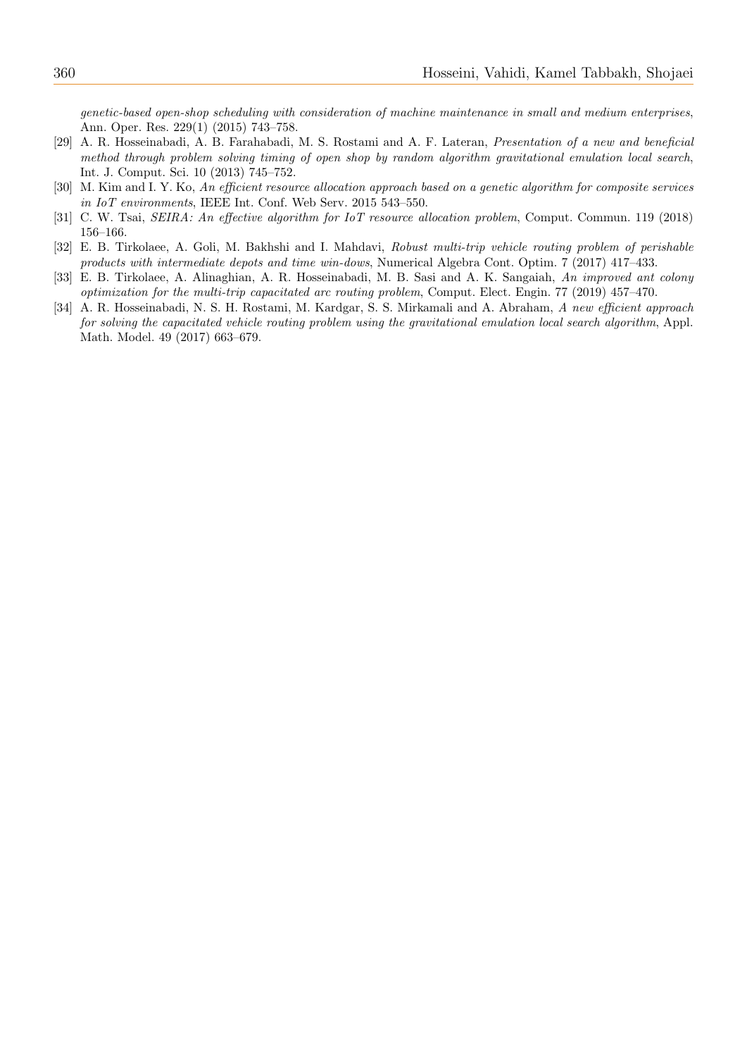*genetic-based open-shop scheduling with consideration of machine maintenance in small and medium enterprises*, Ann. Oper. Res. 229(1) (2015) 743–758.

[29] A. R. Hosseinabadi, A. B. Farahabadi, M. S. Rostami and A. F. Lateran, *Presentation of a new and beneficial method through problem solving timing of open shop by random algorithm gravitational emulation local search*, Int. J. Comput. Sci. 10 (2013) 745–752.

[30] M. Kim and I. Y. Ko, *An efficient resource allocation approach based on a genetic algorithm for composite services in IoT environments*, IEEE Int. Conf. Web Serv. 2015 543–550.

[31] C. W. Tsai, *SEIRA: An effective algorithm for IoT resource allocation problem*, Comput. Commun. 119 (2018) 156–166.

[32] E. B. Tirkolaee, A. Goli, M. Bakhshi and I. Mahdavi, *Robust multi-trip vehicle routing problem of perishable products with intermediate depots and time win-dows*, Numerical Algebra Cont. Optim. 7 (2017) 417–433.

[33] E. B. Tirkolaee, A. Alinaghian, A. R. Hosseinabadi, M. B. Sasi and A. K. Sangaiah, *An improved ant colony optimization for the multi-trip capacitated arc routing problem*, Comput. Elect. Engin. 77 (2019) 457–470.

[34] A. R. Hosseinabadi, N. S. H. Rostami, M. Kardgar, S. S. Mirkamali and A. Abraham, *A new efficient approach for solving the capacitated vehicle routing problem using the gravitational emulation local search algorithm*, Appl. Math. Model. 49 (2017) 663–679.